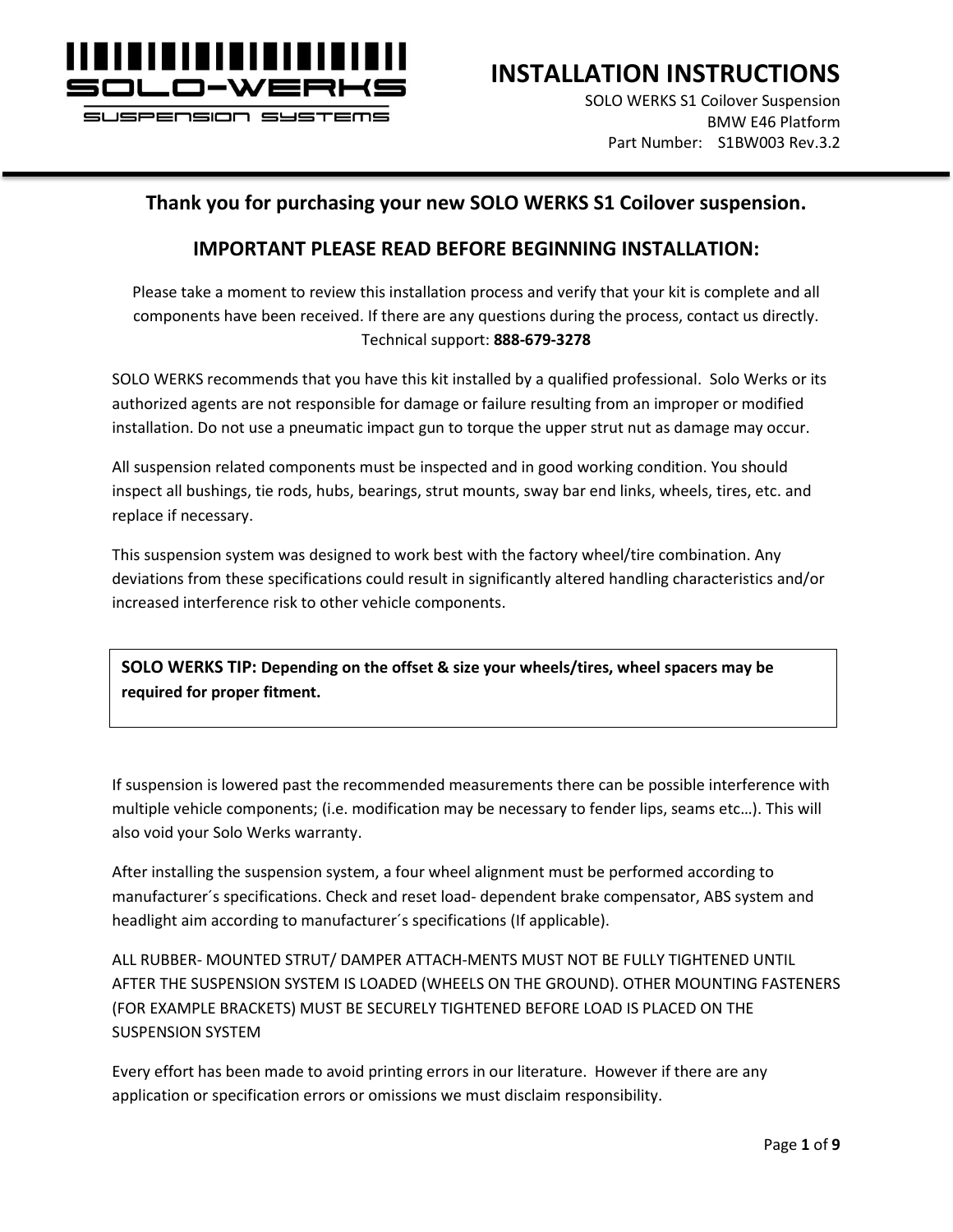SOLO-WERKS

SUSPENSION SYSTEMS

# INSTALLATION INSTRUCTIONS

SOLO WERKS S1 Coilover Suspension
BMW E46 Platform
Part Number: S1BW003 Rev.3.2

## Thank you for purchasing your new SOLO WERKS S1 Coilover suspension.

## IMPORTANT PLEASE READ BEFORE BEGINNING INSTALLATION:

Please take a moment to review this installation process and verify that your kit is complete and all components have been received. If there are any questions during the process, contact us directly. Technical support: **888-679-3278**

SOLO WERKS recommends that you have this kit installed by a qualified professional. Solo Werks or its authorized agents are not responsible for damage or failure resulting from an improper or modified installation. Do not use a pneumatic impact gun to torque the upper strut nut as damage may occur.

All suspension related components must be inspected and in good working condition. You should inspect all bushings, tie rods, hubs, bearings, strut mounts, sway bar end links, wheels, tires, etc. and replace if necessary.

This suspension system was designed to work best with the factory wheel/tire combination. Any deviations from these specifications could result in significantly altered handling characteristics and/or increased interference risk to other vehicle components.

> **SOLO WERKS TIP: Depending on the offset & size your wheels/tires, wheel spacers may be required for proper fitment.**

If suspension is lowered past the recommended measurements there can be possible interference with multiple vehicle components; (i.e. modification may be necessary to fender lips, seams etc…). This will also void your Solo Werks warranty.

After installing the suspension system, a four wheel alignment must be performed according to manufacturer´s specifications. Check and reset load- dependent brake compensator, ABS system and headlight aim according to manufacturer´s specifications (If applicable).

ALL RUBBER- MOUNTED STRUT/ DAMPER ATTACH-MENTS MUST NOT BE FULLY TIGHTENED UNTIL AFTER THE SUSPENSION SYSTEM IS LOADED (WHEELS ON THE GROUND). OTHER MOUNTING FASTENERS (FOR EXAMPLE BRACKETS) MUST BE SECURELY TIGHTENED BEFORE LOAD IS PLACED ON THE SUSPENSION SYSTEM

Every effort has been made to avoid printing errors in our literature. However if there are any application or specification errors or omissions we must disclaim responsibility.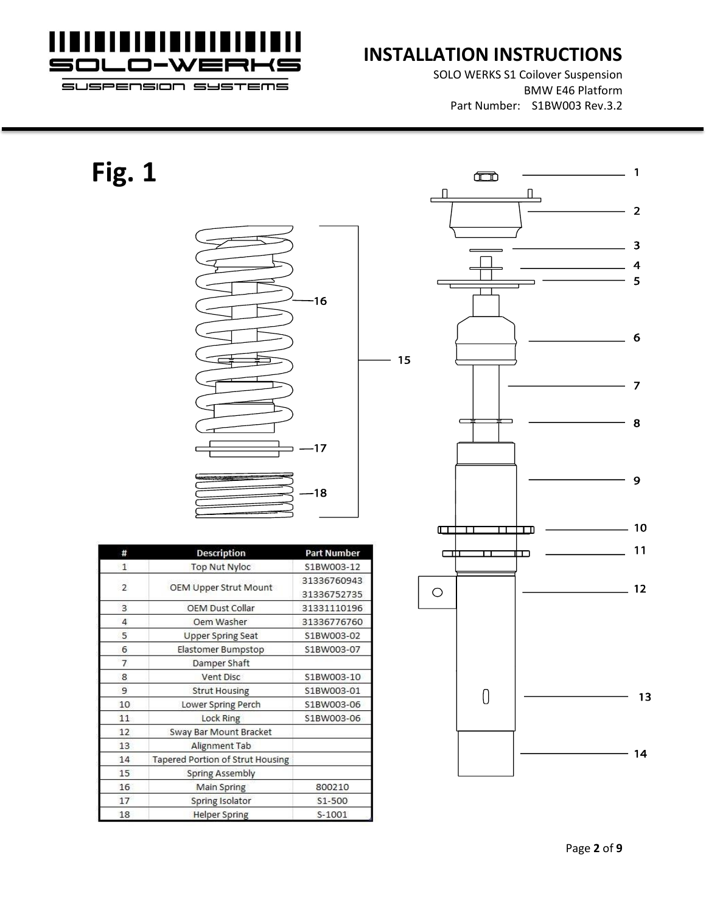# Fig. 1

| # | Description | Part Number |
|---|---|---|
| 1 | Top Nut Nyloc | S1BW003-12 |
| 2 | OEM Upper Strut Mount | 31336760943<br>31336752735 |
| 3 | OEM Dust Collar | 31331110196 |
| 4 | Oem Washer | 31336776760 |
| 5 | Upper Spring Seat | S1BW003-02 |
| 6 | Elastomer Bumpstop | S1BW003-07 |
| 7 | Damper Shaft | |
| 8 | Vent Disc | S1BW003-10 |
| 9 | Strut Housing | S1BW003-01 |
| 10 | Lower Spring Perch | S1BW003-06 |
| 11 | Lock Ring | S1BW003-06 |
| 12 | Sway Bar Mount Bracket | |
| 13 | Alignment Tab | |
| 14 | Tapered Portion of Strut Housing | |
| 15 | Spring Assembly | |
| 16 | Main Spring | 800210 |
| 17 | Spring Isolator | S1-500 |
| 18 | Helper Spring | S-1001 |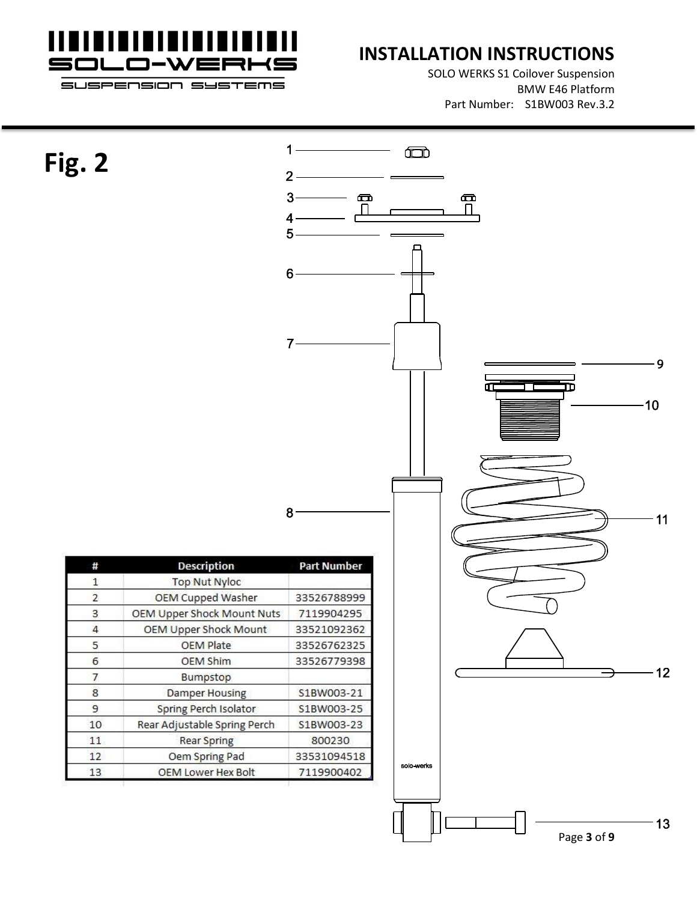# Fig. 2

| # | Description | Part Number |
|---|---|---|
| 1 | Top Nut Nyloc | |
| 2 | OEM Cupped Washer | 33526788999 |
| 3 | OEM Upper Shock Mount Nuts | 7119904295 |
| 4 | OEM Upper Shock Mount | 33521092362 |
| 5 | OEM Plate | 33526762325 |
| 6 | OEM Shim | 33526779398 |
| 7 | Bumpstop | |
| 8 | Damper Housing | S1BW003-21 |
| 9 | Spring Perch Isolator | S1BW003-25 |
| 10 | Rear Adjustable Spring Perch | S1BW003-23 |
| 11 | Rear Spring | 800230 |
| 12 | Oem Spring Pad | 33531094518 |
| 13 | OEM Lower Hex Bolt | 7119900402 |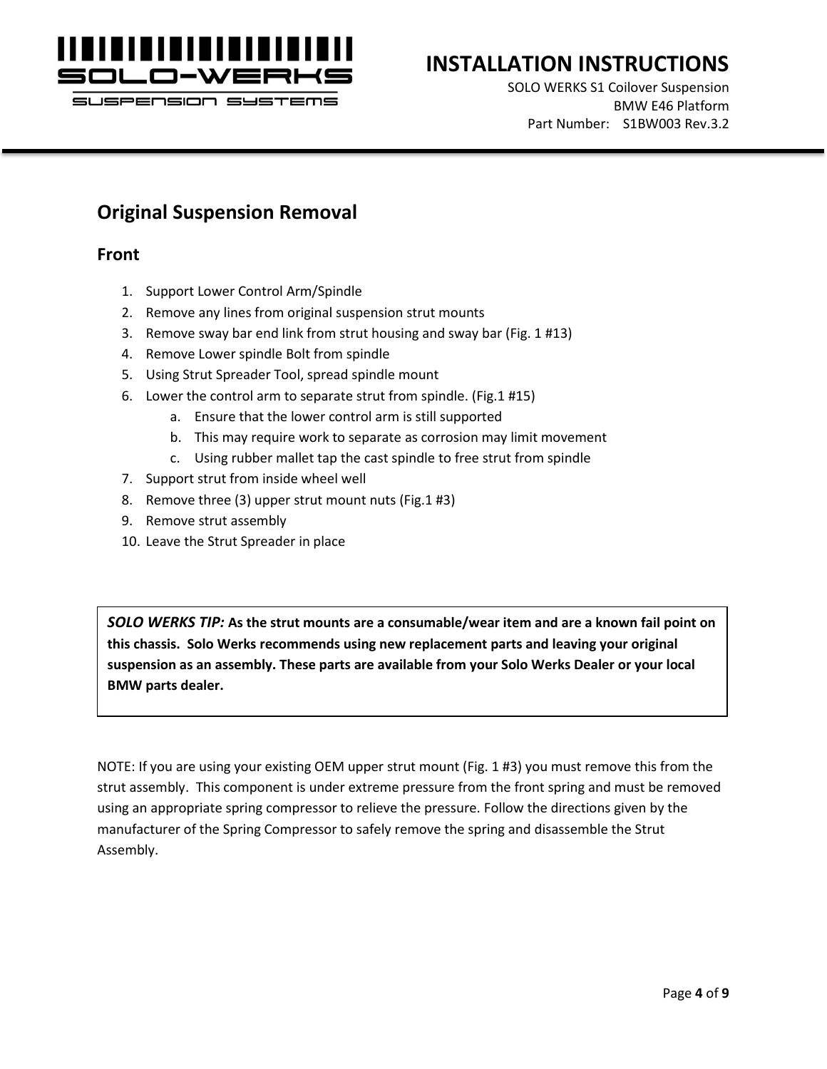## Original Suspension Removal

### Front

1. Support Lower Control Arm/Spindle
2. Remove any lines from original suspension strut mounts
3. Remove sway bar end link from strut housing and sway bar (Fig. 1 #13)
4. Remove Lower spindle Bolt from spindle
5. Using Strut Spreader Tool, spread spindle mount
6. Lower the control arm to separate strut from spindle. (Fig.1 #15)
    a. Ensure that the lower control arm is still supported
    b. This may require work to separate as corrosion may limit movement
    c. Using rubber mallet tap the cast spindle to free strut from spindle
7. Support strut from inside wheel well
8. Remove three (3) upper strut mount nuts (Fig.1 #3)
9. Remove strut assembly
10. Leave the Strut Spreader in place

> ***SOLO WERKS TIP:*** **As the strut mounts are a consumable/wear item and are a known fail point on this chassis. Solo Werks recommends using new replacement parts and leaving your original suspension as an assembly. These parts are available from your Solo Werks Dealer or your local BMW parts dealer.**

NOTE: If you are using your existing OEM upper strut mount (Fig. 1 #3) you must remove this from the strut assembly. This component is under extreme pressure from the front spring and must be removed using an appropriate spring compressor to relieve the pressure. Follow the directions given by the manufacturer of the Spring Compressor to safely remove the spring and disassemble the Strut Assembly.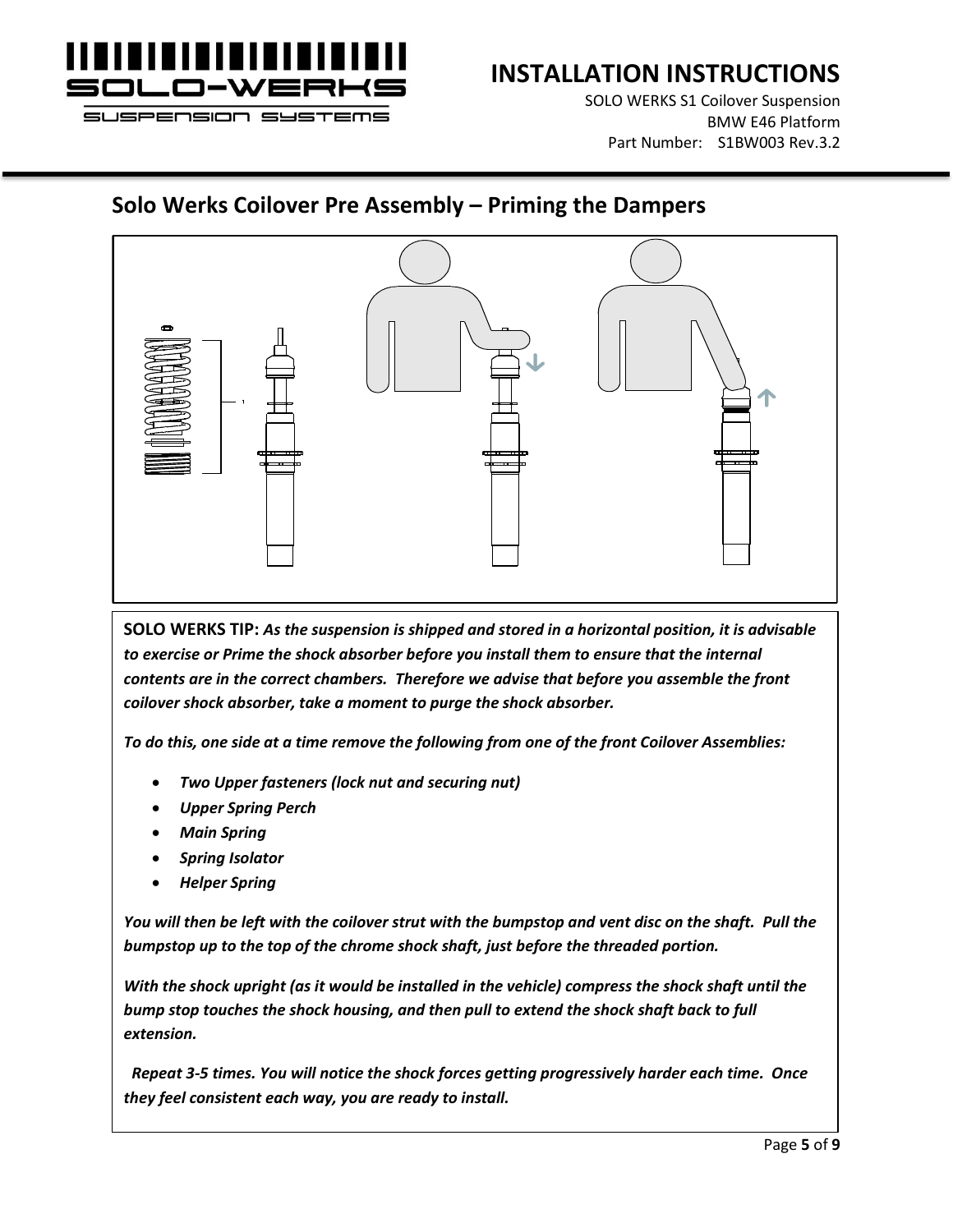## Solo Werks Coilover Pre Assembly – Priming the Dampers

**SOLO WERKS TIP:** ***As the suspension is shipped and stored in a horizontal position, it is advisable to exercise or Prime the shock absorber before you install them to ensure that the internal contents are in the correct chambers. Therefore we advise that before you assemble the front coilover shock absorber, take a moment to purge the shock absorber.***

***To do this, one side at a time remove the following from one of the front Coilover Assemblies:***

- ***Two Upper fasteners (lock nut and securing nut)***
- ***Upper Spring Perch***
- ***Main Spring***
- ***Spring Isolator***
- ***Helper Spring***

***You will then be left with the coilover strut with the bumpstop and vent disc on the shaft. Pull the bumpstop up to the top of the chrome shock shaft, just before the threaded portion.***

***With the shock upright (as it would be installed in the vehicle) compress the shock shaft until the bump stop touches the shock housing, and then pull to extend the shock shaft back to full extension.***

***Repeat 3-5 times. You will notice the shock forces getting progressively harder each time. Once they feel consistent each way, you are ready to install.***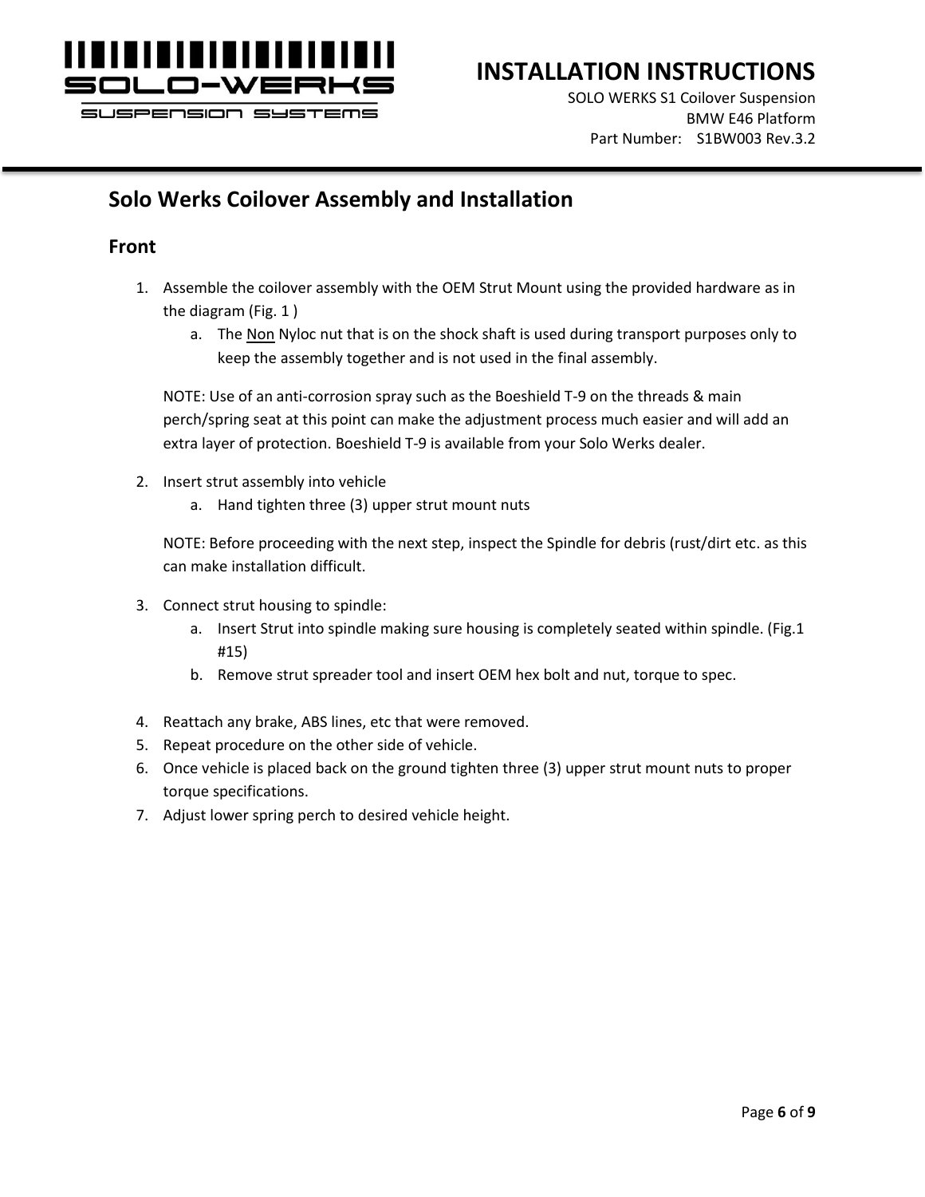## Solo Werks Coilover Assembly and Installation

### Front

1. Assemble the coilover assembly with the OEM Strut Mount using the provided hardware as in the diagram (Fig. 1 )
   a. The <u>Non</u> Nyloc nut that is on the shock shaft is used during transport purposes only to keep the assembly together and is not used in the final assembly.

   NOTE: Use of an anti-corrosion spray such as the Boeshield T-9 on the threads & main perch/spring seat at this point can make the adjustment process much easier and will add an extra layer of protection. Boeshield T-9 is available from your Solo Werks dealer.

2. Insert strut assembly into vehicle
   a. Hand tighten three (3) upper strut mount nuts

   NOTE: Before proceeding with the next step, inspect the Spindle for debris (rust/dirt etc. as this can make installation difficult.

3. Connect strut housing to spindle:
   a. Insert Strut into spindle making sure housing is completely seated within spindle. (Fig.1 #15)
   b. Remove strut spreader tool and insert OEM hex bolt and nut, torque to spec.

4. Reattach any brake, ABS lines, etc that were removed.
5. Repeat procedure on the other side of vehicle.
6. Once vehicle is placed back on the ground tighten three (3) upper strut mount nuts to proper torque specifications.
7. Adjust lower spring perch to desired vehicle height.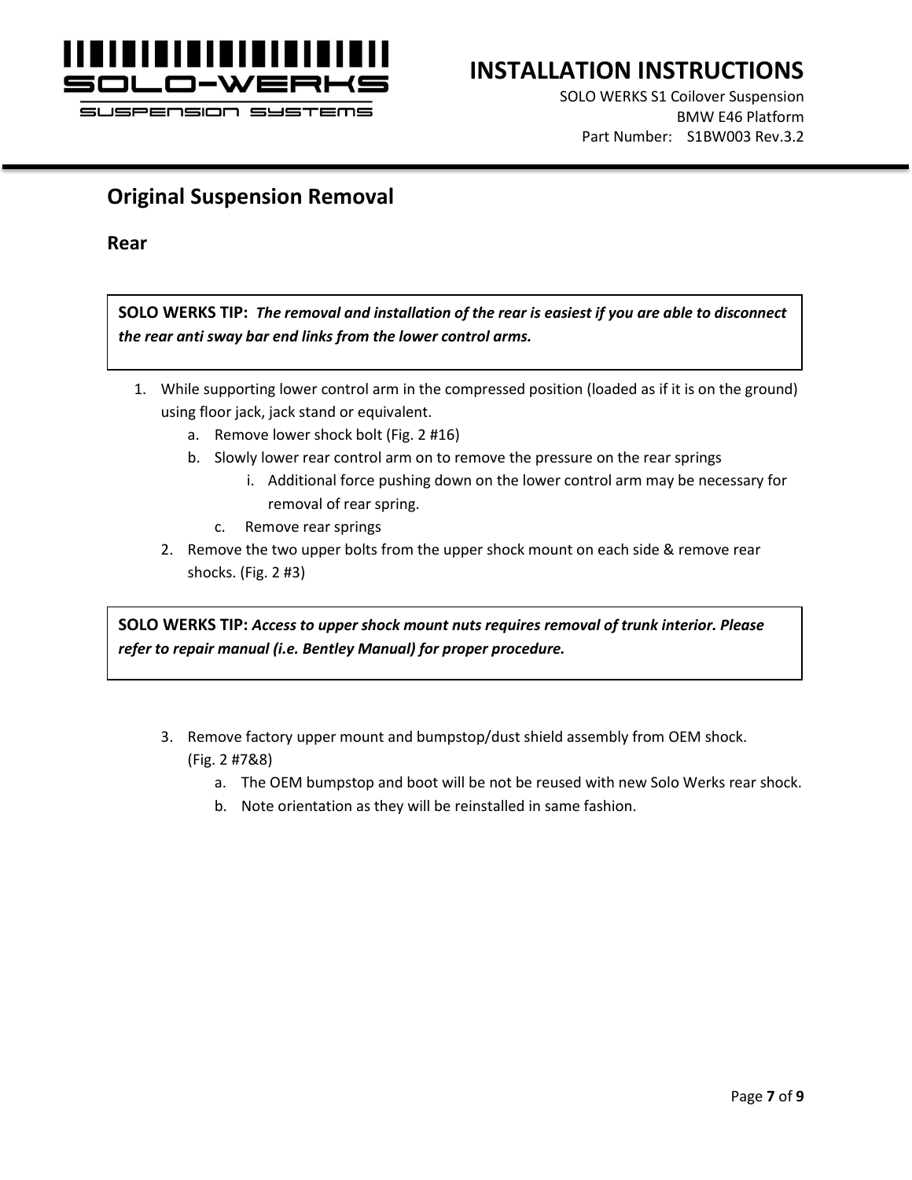## Original Suspension Removal

### Rear

**SOLO WERKS TIP:** ***The removal and installation of the rear is easiest if you are able to disconnect the rear anti sway bar end links from the lower control arms.***

1. While supporting lower control arm in the compressed position (loaded as if it is on the ground) using floor jack, jack stand or equivalent.
   a. Remove lower shock bolt (Fig. 2 #16)
   b. Slowly lower rear control arm on to remove the pressure on the rear springs
      i. Additional force pushing down on the lower control arm may be necessary for removal of rear spring.
   c. Remove rear springs
2. Remove the two upper bolts from the upper shock mount on each side & remove rear shocks. (Fig. 2 #3)

**SOLO WERKS TIP:** ***Access to upper shock mount nuts requires removal of trunk interior. Please refer to repair manual (i.e. Bentley Manual) for proper procedure.***

3. Remove factory upper mount and bumpstop/dust shield assembly from OEM shock. (Fig. 2 #7&8)
   a. The OEM bumpstop and boot will be not be reused with new Solo Werks rear shock.
   b. Note orientation as they will be reinstalled in same fashion.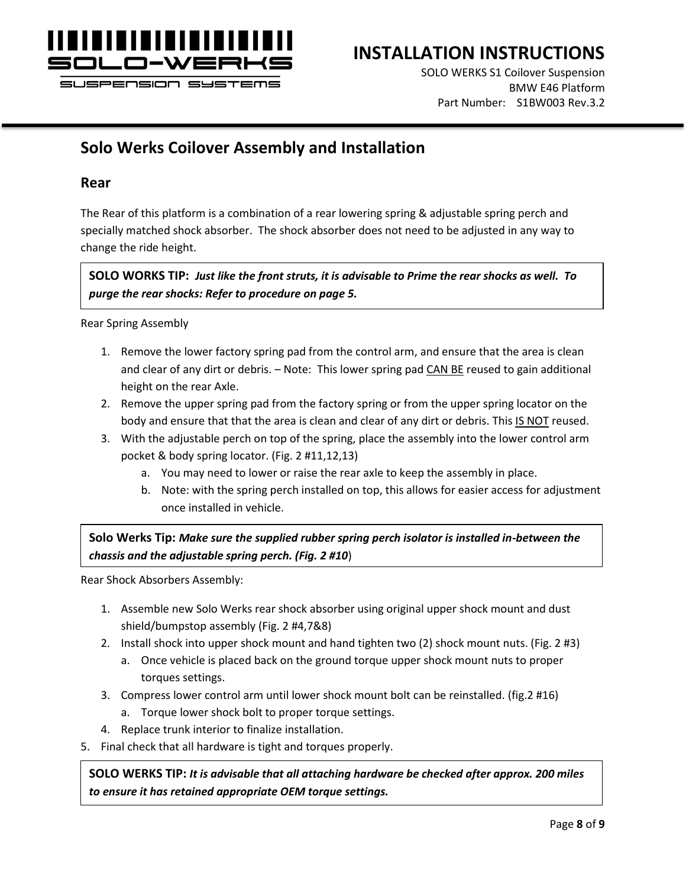## Solo Werks Coilover Assembly and Installation

### Rear

The Rear of this platform is a combination of a rear lowering spring & adjustable spring perch and specially matched shock absorber. The shock absorber does not need to be adjusted in any way to change the ride height.

> **SOLO WORKS TIP:** ***Just like the front struts, it is advisable to Prime the rear shocks as well. To purge the rear shocks: Refer to procedure on page 5.***

Rear Spring Assembly

1. Remove the lower factory spring pad from the control arm, and ensure that the area is clean and clear of any dirt or debris. – Note: This lower spring pad <u>CAN BE</u> reused to gain additional height on the rear Axle.
2. Remove the upper spring pad from the factory spring or from the upper spring locator on the body and ensure that that the area is clean and clear of any dirt or debris. This <u>IS NOT</u> reused.
3. With the adjustable perch on top of the spring, place the assembly into the lower control arm pocket & body spring locator. (Fig. 2 #11,12,13)
   a. You may need to lower or raise the rear axle to keep the assembly in place.
   b. Note: with the spring perch installed on top, this allows for easier access for adjustment once installed in vehicle.

> **Solo Werks Tip:** ***Make sure the supplied rubber spring perch isolator is installed in-between the chassis and the adjustable spring perch. (Fig. 2 #10)***

Rear Shock Absorbers Assembly:

1. Assemble new Solo Werks rear shock absorber using original upper shock mount and dust shield/bumpstop assembly (Fig. 2 #4,7&8)
2. Install shock into upper shock mount and hand tighten two (2) shock mount nuts. (Fig. 2 #3)
   a. Once vehicle is placed back on the ground torque upper shock mount nuts to proper torques settings.
3. Compress lower control arm until lower shock mount bolt can be reinstalled. (fig.2 #16)
   a. Torque lower shock bolt to proper torque settings.
4. Replace trunk interior to finalize installation.

5. Final check that all hardware is tight and torques properly.

> **SOLO WERKS TIP:** ***It is advisable that all attaching hardware be checked after approx. 200 miles to ensure it has retained appropriate OEM torque settings.***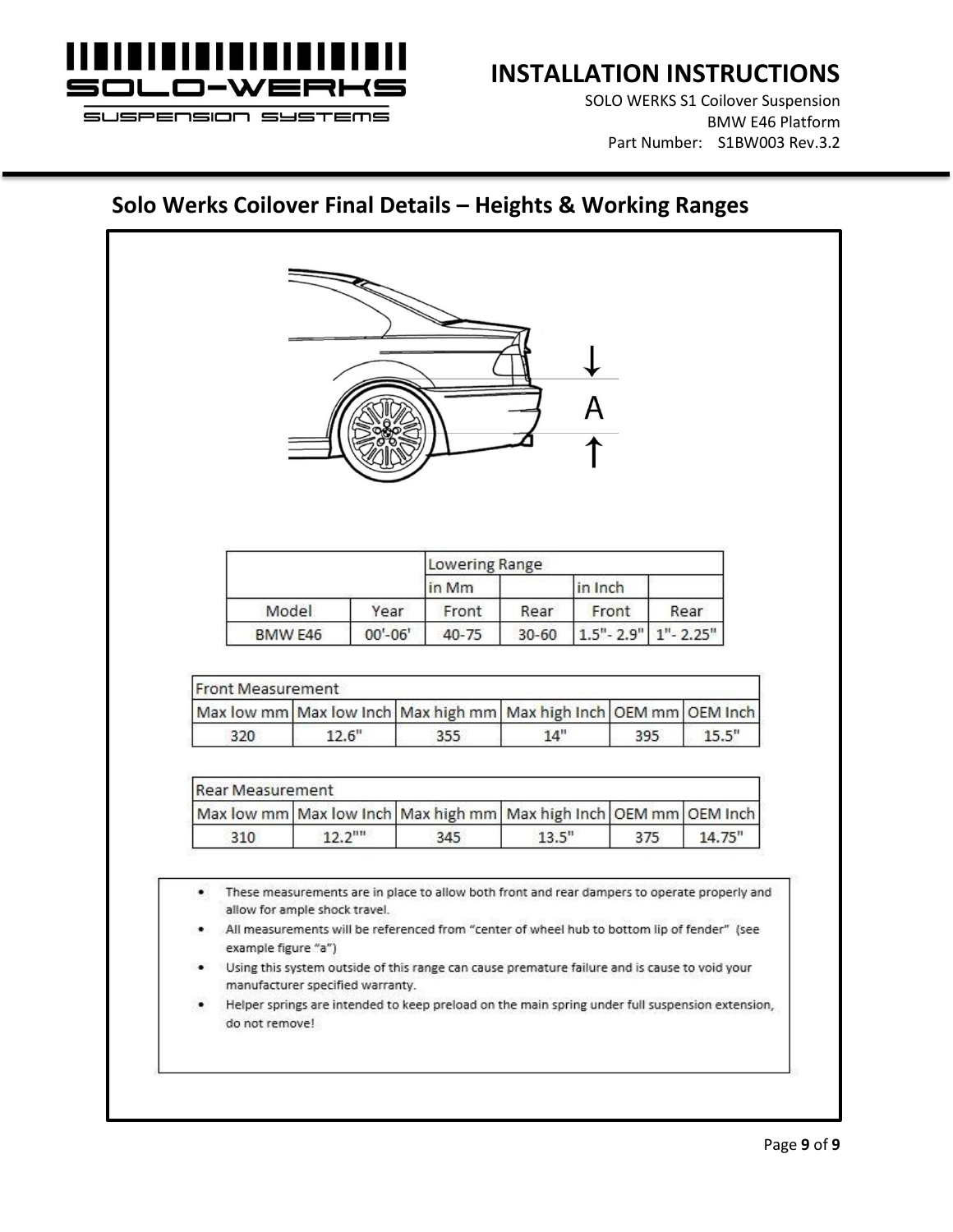## Solo Werks Coilover Final Details – Heights & Working Ranges

A

| | | Lowering Range | | | |
|---|---|---|---|---|---|
| | | in Mm | | in Inch | |
| Model | Year | Front | Rear | Front | Rear |
| BMW E46 | 00'-06' | 40-75 | 30-60 | 1.5"- 2.9" | 1"- 2.25" |

| Front Measurement | | | | | |
|---|---|---|---|---|---|
| Max low mm | Max low Inch | Max high mm | Max high Inch | OEM mm | OEM Inch |
| 320 | 12.6" | 355 | 14" | 395 | 15.5" |

| Rear Measurement | | | | | |
|---|---|---|---|---|---|
| Max low mm | Max low Inch | Max high mm | Max high Inch | OEM mm | OEM Inch |
| 310 | 12.2"" | 345 | 13.5" | 375 | 14.75" |

- These measurements are in place to allow both front and rear dampers to operate properly and allow for ample shock travel.
- All measurements will be referenced from "center of wheel hub to bottom lip of fender" (see example figure "a")
- Using this system outside of this range can cause premature failure and is cause to void your manufacturer specified warranty.
- Helper springs are intended to keep preload on the main spring under full suspension extension, do not remove!